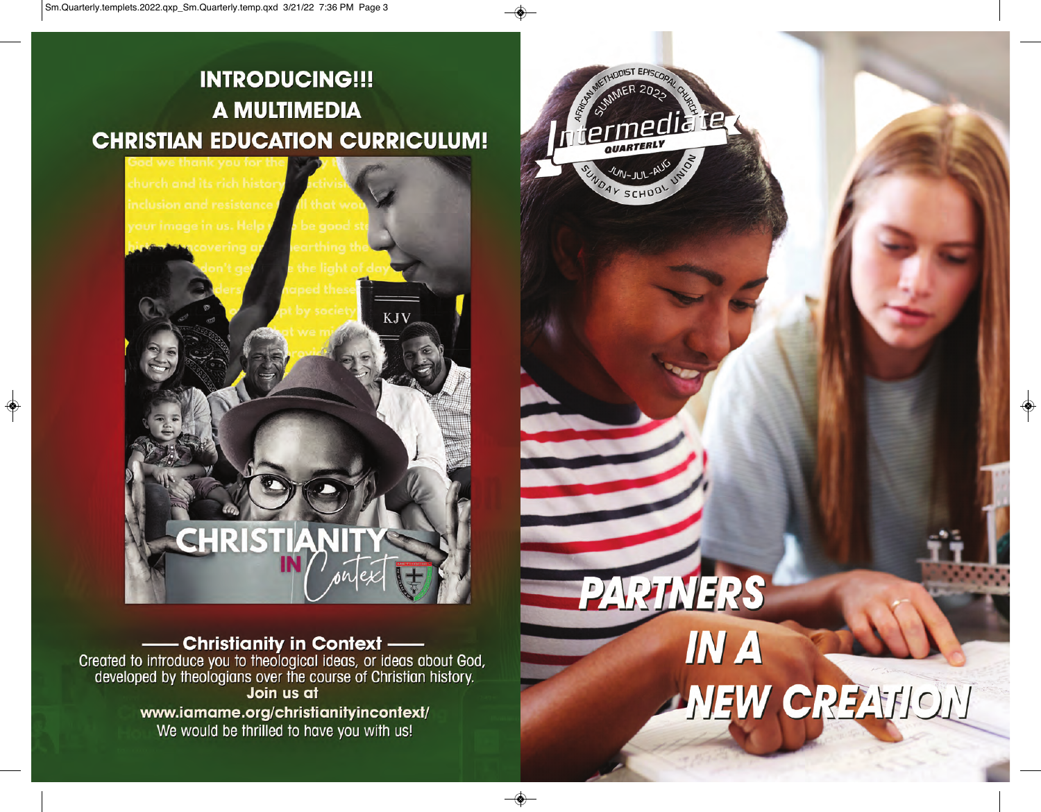# INTRODUCING!!!
# A MULTIMEDIA
# CHRISTIAN EDUCATION CURRICULUM!

**CHRISTIANITY IN Context**

**—— Christianity in Context ——**

Created to introduce you to theological ideas, or ideas about God, developed by theologians over the course of Christian history.

**Join us at**

**www.iamame.org/christianityincontext/**

We would be thrilled to have you with us!

AFRICAN METHODIST EPISCOPAL CHURCH
SUMMER 2022

# Intermediate
**QUARTERLY**

JUN-JUL-AUG
SUNDAY SCHOOL UNION

# PARTNERS IN A NEW CREATION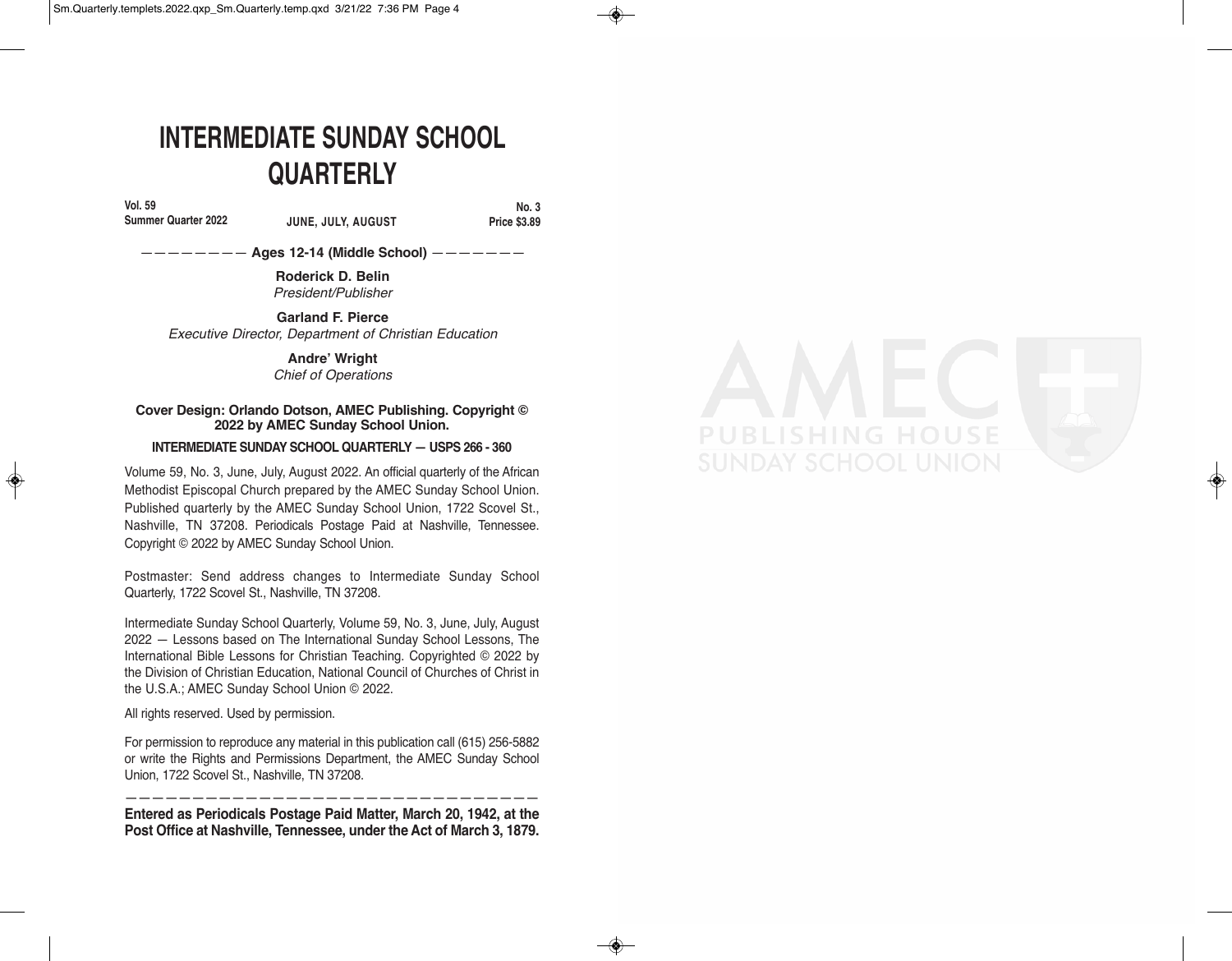# INTERMEDIATE SUNDAY SCHOOL QUARTERLY

**Vol. 59**
**Summer Quarter 2022** **JUNE, JULY, AUGUST** **No. 3**
**Price $3.89**

———————— **Ages 12-14 (Middle School)** ———————

**Roderick D. Belin**
*President/Publisher*

**Garland F. Pierce**
*Executive Director, Department of Christian Education*

**Andre' Wright**
*Chief of Operations*

**Cover Design: Orlando Dotson, AMEC Publishing. Copyright © 2022 by AMEC Sunday School Union.**

**INTERMEDIATE SUNDAY SCHOOL QUARTERLY — USPS 266 - 360**

Volume 59, No. 3, June, July, August 2022. An official quarterly of the African Methodist Episcopal Church prepared by the AMEC Sunday School Union. Published quarterly by the AMEC Sunday School Union, 1722 Scovel St., Nashville, TN 37208. Periodicals Postage Paid at Nashville, Tennessee. Copyright © 2022 by AMEC Sunday School Union.

Postmaster: Send address changes to Intermediate Sunday School Quarterly, 1722 Scovel St., Nashville, TN 37208.

Intermediate Sunday School Quarterly, Volume 59, No. 3, June, July, August 2022 — Lessons based on The International Sunday School Lessons, The International Bible Lessons for Christian Teaching. Copyrighted © 2022 by the Division of Christian Education, National Council of Churches of Christ in the U.S.A.; AMEC Sunday School Union © 2022.

All rights reserved. Used by permission.

For permission to reproduce any material in this publication call (615) 256-5882 or write the Rights and Permissions Department, the AMEC Sunday School Union, 1722 Scovel St., Nashville, TN 37208.

---

**Entered as Periodicals Postage Paid Matter, March 20, 1942, at the Post Office at Nashville, Tennessee, under the Act of March 3, 1879.**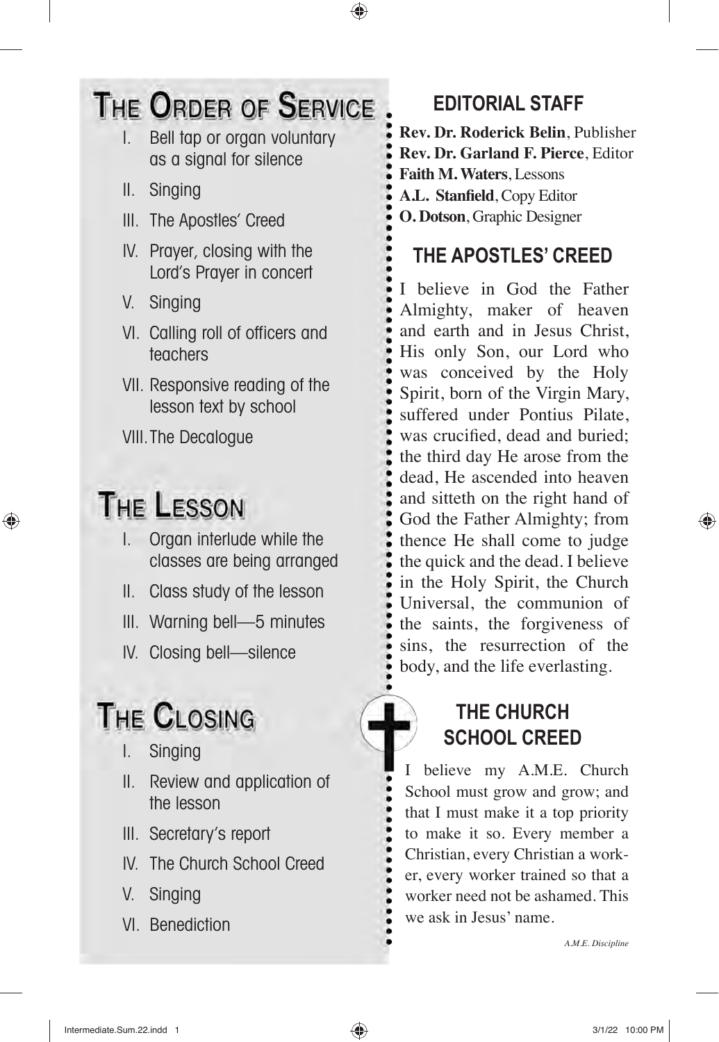# The Order of Service

I. Bell tap or organ voluntary as a signal for silence

II. Singing

III. The Apostles' Creed

IV. Prayer, closing with the Lord's Prayer in concert

V. Singing

VI. Calling roll of officers and teachers

VII. Responsive reading of the lesson text by school

VIII. The Decalogue

# The Lesson

I. Organ interlude while the classes are being arranged

II. Class study of the lesson

III. Warning bell—5 minutes

IV. Closing bell—silence

# The Closing

I. Singing

II. Review and application of the lesson

III. Secretary's report

IV. The Church School Creed

V. Singing

VI. Benediction

## EDITORIAL STAFF

**Rev. Dr. Roderick Belin**, Publisher
**Rev. Dr. Garland F. Pierce**, Editor
**Faith M. Waters**, Lessons
**A.L. Stanfield**, Copy Editor
**O. Dotson**, Graphic Designer

## THE APOSTLES' CREED

I believe in God the Father Almighty, maker of heaven and earth and in Jesus Christ, His only Son, our Lord who was conceived by the Holy Spirit, born of the Virgin Mary, suffered under Pontius Pilate, was crucified, dead and buried; the third day He arose from the dead, He ascended into heaven and sitteth on the right hand of God the Father Almighty; from thence He shall come to judge the quick and the dead. I believe in the Holy Spirit, the Church Universal, the communion of the saints, the forgiveness of sins, the resurrection of the body, and the life everlasting.

## THE CHURCH SCHOOL CREED

I believe my A.M.E. Church School must grow and grow; and that I must make it a top priority to make it so. Every member a Christian, every Christian a worker, every worker trained so that a worker need not be ashamed. This we ask in Jesus' name.

*A.M.E. Discipline*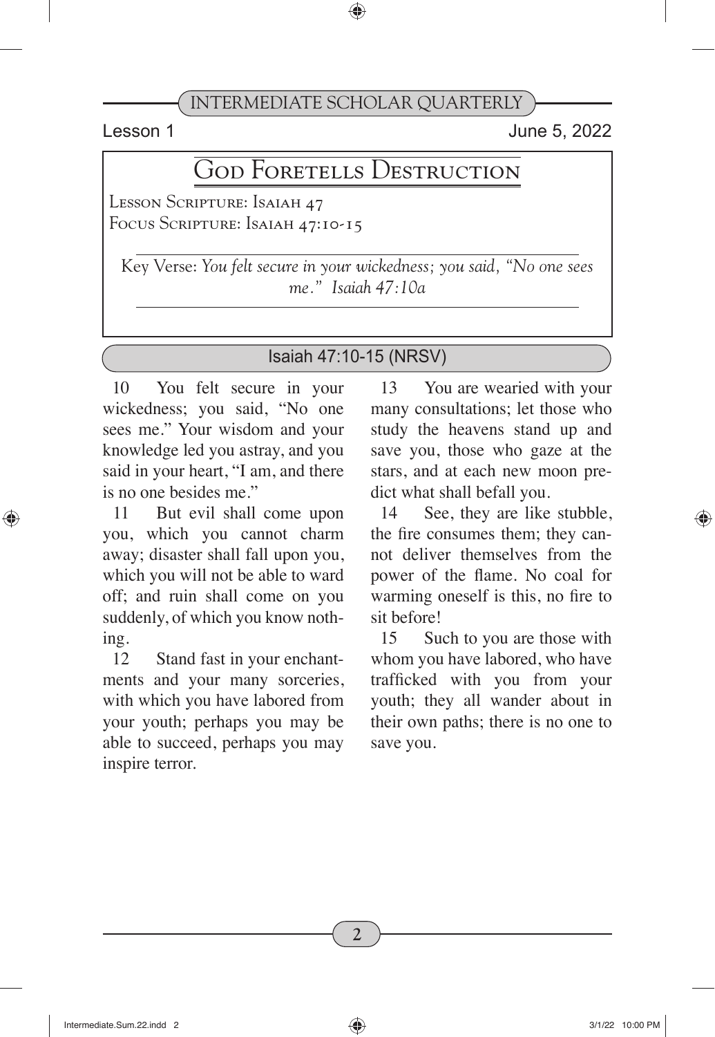Lesson 1 June 5, 2022

# God Foretells Destruction

Lesson Scripture: Isaiah 47
Focus Scripture: Isaiah 47:10-15

Key Verse: *You felt secure in your wickedness; you said, "No one sees me." Isaiah 47:10a*

## Isaiah 47:10-15 (NRSV)

10 You felt secure in your wickedness; you said, "No one sees me." Your wisdom and your knowledge led you astray, and you said in your heart, "I am, and there is no one besides me."

11 But evil shall come upon you, which you cannot charm away; disaster shall fall upon you, which you will not be able to ward off; and ruin shall come on you suddenly, of which you know nothing.

12 Stand fast in your enchantments and your many sorceries, with which you have labored from your youth; perhaps you may be able to succeed, perhaps you may inspire terror.

13 You are wearied with your many consultations; let those who study the heavens stand up and save you, those who gaze at the stars, and at each new moon predict what shall befall you.

14 See, they are like stubble, the fire consumes them; they cannot deliver themselves from the power of the flame. No coal for warming oneself is this, no fire to sit before!

15 Such to you are those with whom you have labored, who have trafficked with you from your youth; they all wander about in their own paths; there is no one to save you.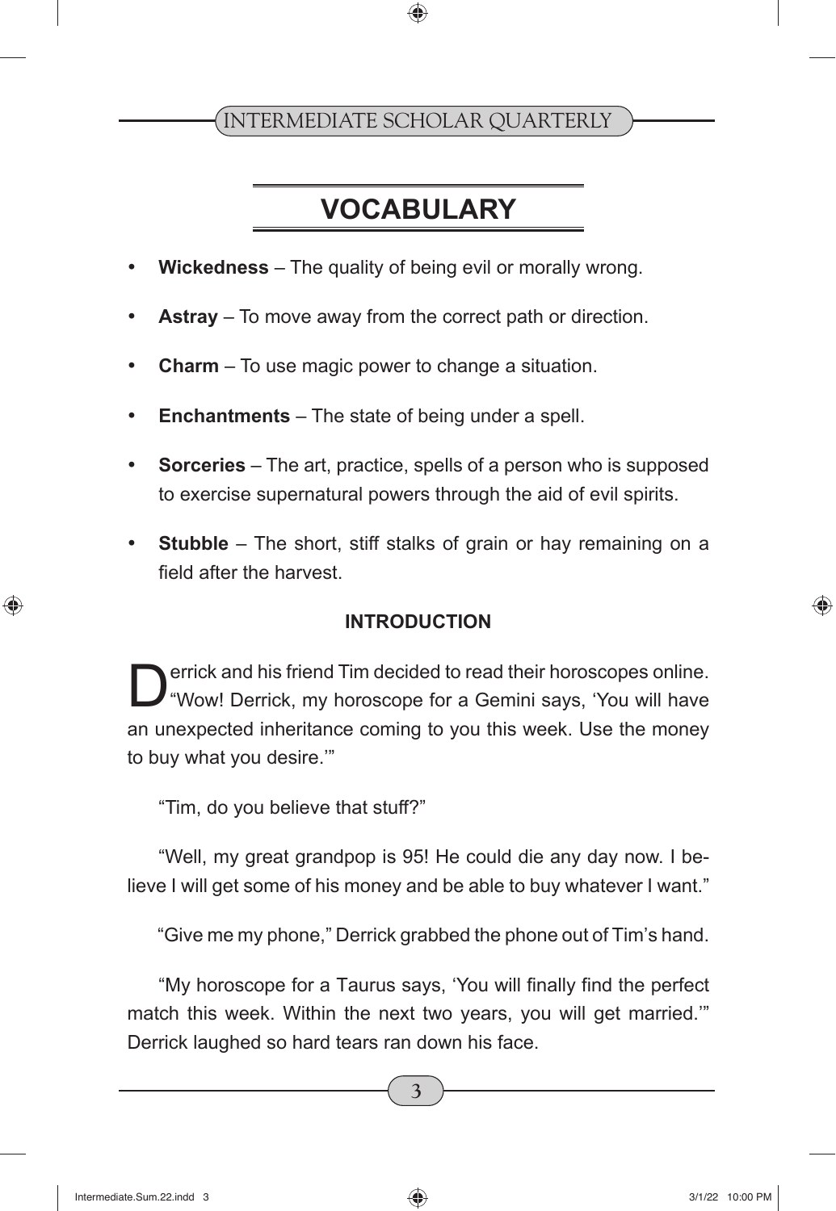## VOCABULARY

- **Wickedness** – The quality of being evil or morally wrong.
- **Astray** – To move away from the correct path or direction.
- **Charm** – To use magic power to change a situation.
- **Enchantments** – The state of being under a spell.
- **Sorceries** – The art, practice, spells of a person who is supposed to exercise supernatural powers through the aid of evil spirits.
- **Stubble** – The short, stiff stalks of grain or hay remaining on a field after the harvest.

### INTRODUCTION

Derrick and his friend Tim decided to read their horoscopes online. "Wow! Derrick, my horoscope for a Gemini says, 'You will have an unexpected inheritance coming to you this week. Use the money to buy what you desire.'"

"Tim, do you believe that stuff?"

"Well, my great grandpop is 95! He could die any day now. I believe I will get some of his money and be able to buy whatever I want."

"Give me my phone," Derrick grabbed the phone out of Tim's hand.

"My horoscope for a Taurus says, 'You will finally find the perfect match this week. Within the next two years, you will get married.'" Derrick laughed so hard tears ran down his face.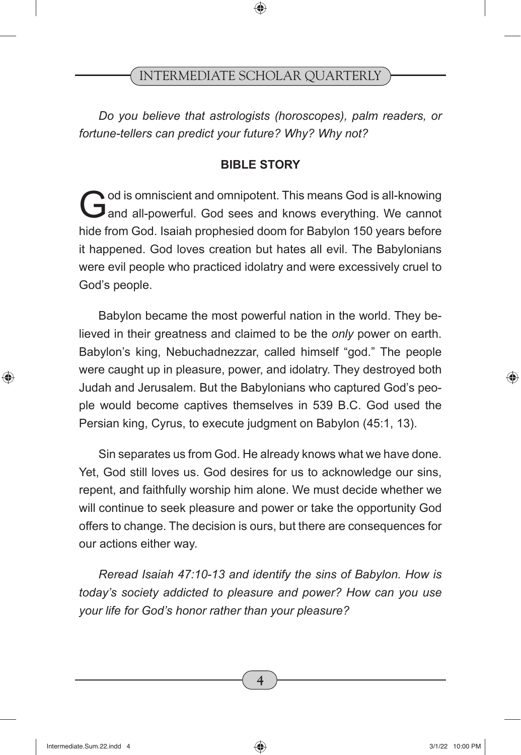*Do you believe that astrologists (horoscopes), palm readers, or fortune-tellers can predict your future? Why? Why not?*

## BIBLE STORY

God is omniscient and omnipotent. This means God is all-knowing and all-powerful. God sees and knows everything. We cannot hide from God. Isaiah prophesied doom for Babylon 150 years before it happened. God loves creation but hates all evil. The Babylonians were evil people who practiced idolatry and were excessively cruel to God's people.

Babylon became the most powerful nation in the world. They believed in their greatness and claimed to be the *only* power on earth. Babylon's king, Nebuchadnezzar, called himself "god." The people were caught up in pleasure, power, and idolatry. They destroyed both Judah and Jerusalem. But the Babylonians who captured God's people would become captives themselves in 539 B.C. God used the Persian king, Cyrus, to execute judgment on Babylon (45:1, 13).

Sin separates us from God. He already knows what we have done. Yet, God still loves us. God desires for us to acknowledge our sins, repent, and faithfully worship him alone. We must decide whether we will continue to seek pleasure and power or take the opportunity God offers to change. The decision is ours, but there are consequences for our actions either way.

*Reread Isaiah 47:10-13 and identify the sins of Babylon. How is today's society addicted to pleasure and power? How can you use your life for God's honor rather than your pleasure?*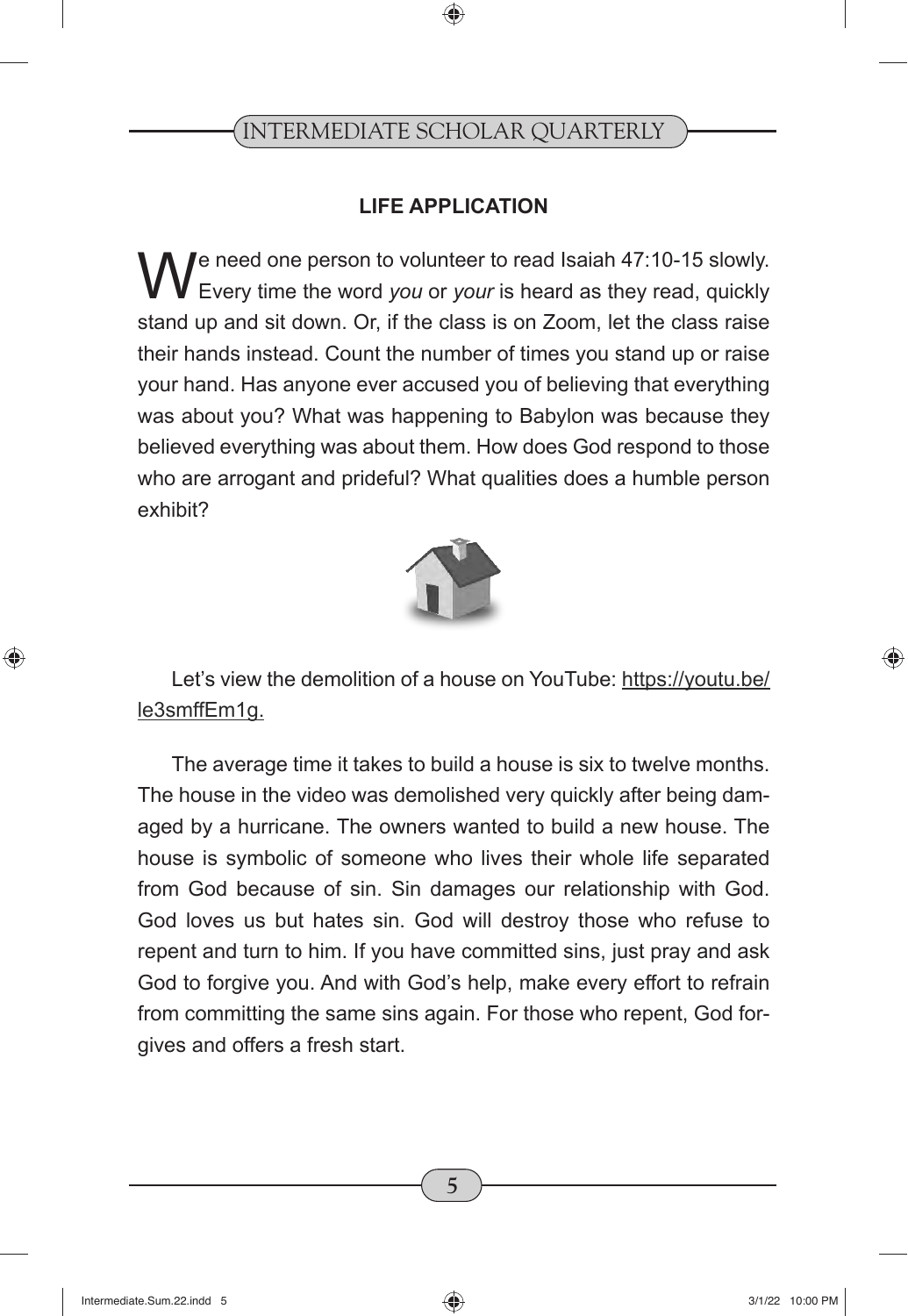## LIFE APPLICATION

We need one person to volunteer to read Isaiah 47:10-15 slowly. Every time the word *you* or *your* is heard as they read, quickly stand up and sit down. Or, if the class is on Zoom, let the class raise their hands instead. Count the number of times you stand up or raise your hand. Has anyone ever accused you of believing that everything was about you? What was happening to Babylon was because they believed everything was about them. How does God respond to those who are arrogant and prideful? What qualities does a humble person exhibit?

Let's view the demolition of a house on YouTube: https://youtu.be/le3smffEm1g.

The average time it takes to build a house is six to twelve months. The house in the video was demolished very quickly after being damaged by a hurricane. The owners wanted to build a new house. The house is symbolic of someone who lives their whole life separated from God because of sin. Sin damages our relationship with God. God loves us but hates sin. God will destroy those who refuse to repent and turn to him. If you have committed sins, just pray and ask God to forgive you. And with God's help, make every effort to refrain from committing the same sins again. For those who repent, God forgives and offers a fresh start.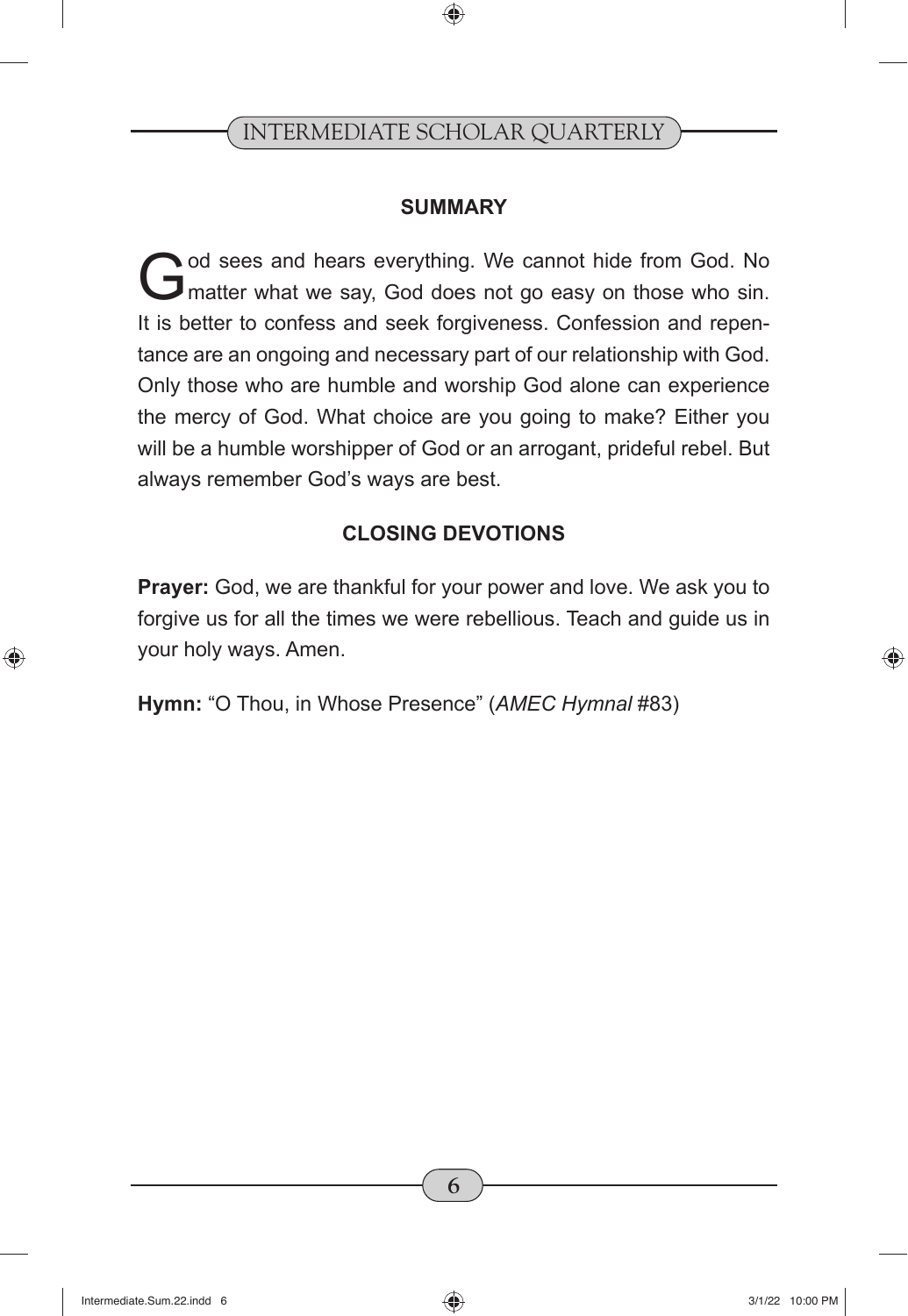## SUMMARY

God sees and hears everything. We cannot hide from God. No matter what we say, God does not go easy on those who sin. It is better to confess and seek forgiveness. Confession and repentance are an ongoing and necessary part of our relationship with God. Only those who are humble and worship God alone can experience the mercy of God. What choice are you going to make? Either you will be a humble worshipper of God or an arrogant, prideful rebel. But always remember God's ways are best.

## CLOSING DEVOTIONS

**Prayer:** God, we are thankful for your power and love. We ask you to forgive us for all the times we were rebellious. Teach and guide us in your holy ways. Amen.

**Hymn:** "O Thou, in Whose Presence" (*AMEC Hymnal* #83)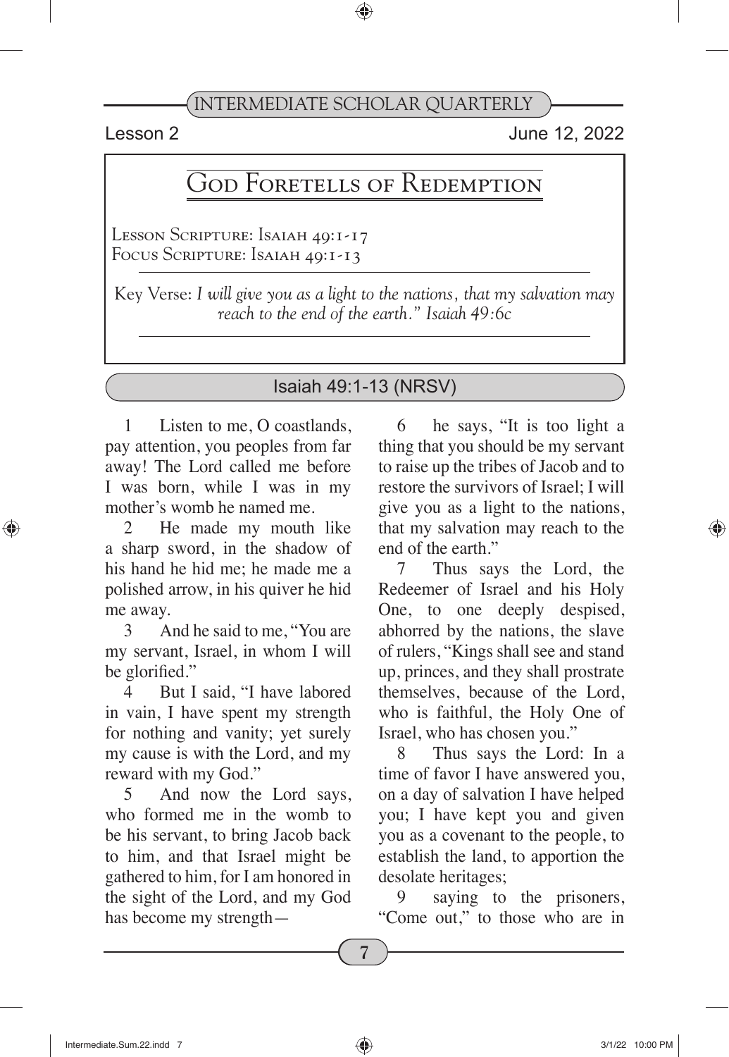Lesson 2 June 12, 2022

# God Foretells of Redemption

Lesson Scripture: Isaiah 49:1-17
Focus Scripture: Isaiah 49:1-13

Key Verse: *I will give you as a light to the nations, that my salvation may reach to the end of the earth." Isaiah 49:6c*

## Isaiah 49:1-13 (NRSV)

1 Listen to me, O coastlands, pay attention, you peoples from far away! The Lord called me before I was born, while I was in my mother's womb he named me.

2 He made my mouth like a sharp sword, in the shadow of his hand he hid me; he made me a polished arrow, in his quiver he hid me away.

3 And he said to me, "You are my servant, Israel, in whom I will be glorified."

4 But I said, "I have labored in vain, I have spent my strength for nothing and vanity; yet surely my cause is with the Lord, and my reward with my God."

5 And now the Lord says, who formed me in the womb to be his servant, to bring Jacob back to him, and that Israel might be gathered to him, for I am honored in the sight of the Lord, and my God has become my strength—

6 he says, "It is too light a thing that you should be my servant to raise up the tribes of Jacob and to restore the survivors of Israel; I will give you as a light to the nations, that my salvation may reach to the end of the earth."

7 Thus says the Lord, the Redeemer of Israel and his Holy One, to one deeply despised, abhorred by the nations, the slave of rulers, "Kings shall see and stand up, princes, and they shall prostrate themselves, because of the Lord, who is faithful, the Holy One of Israel, who has chosen you."

8 Thus says the Lord: In a time of favor I have answered you, on a day of salvation I have helped you; I have kept you and given you as a covenant to the people, to establish the land, to apportion the desolate heritages;

9 saying to the prisoners, "Come out," to those who are in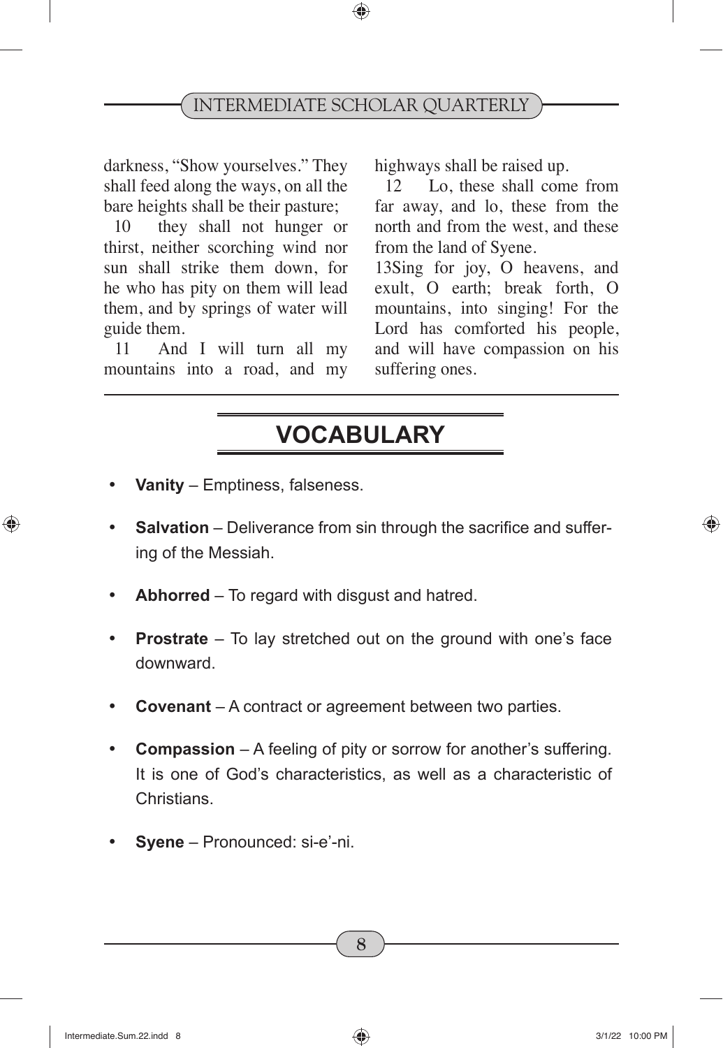darkness, "Show yourselves." They shall feed along the ways, on all the bare heights shall be their pasture;

10 they shall not hunger or thirst, neither scorching wind nor sun shall strike them down, for he who has pity on them will lead them, and by springs of water will guide them.

11 And I will turn all my mountains into a road, and my highways shall be raised up.

12 Lo, these shall come from far away, and lo, these from the north and from the west, and these from the land of Syene.

13Sing for joy, O heavens, and exult, O earth; break forth, O mountains, into singing! For the Lord has comforted his people, and will have compassion on his suffering ones.

## VOCABULARY

- **Vanity** – Emptiness, falseness.
- **Salvation** – Deliverance from sin through the sacrifice and suffering of the Messiah.
- **Abhorred** – To regard with disgust and hatred.
- **Prostrate** – To lay stretched out on the ground with one's face downward.
- **Covenant** – A contract or agreement between two parties.
- **Compassion** – A feeling of pity or sorrow for another's suffering. It is one of God's characteristics, as well as a characteristic of Christians.
- **Syene** – Pronounced: si-e'-ni.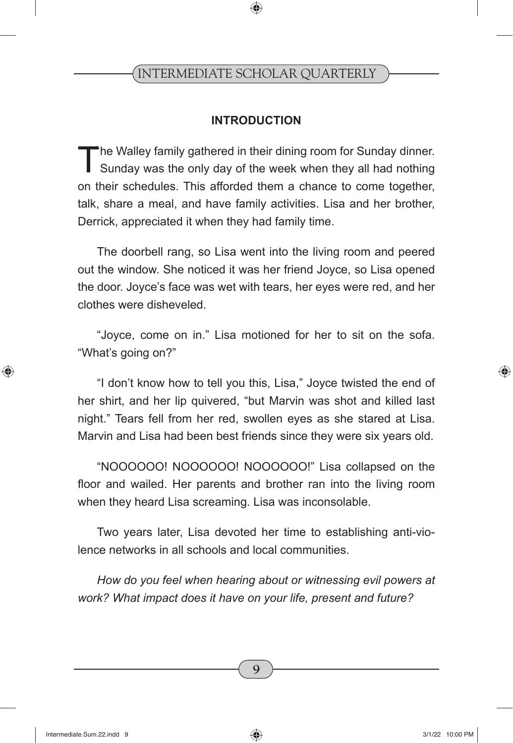## INTRODUCTION

The Walley family gathered in their dining room for Sunday dinner. Sunday was the only day of the week when they all had nothing on their schedules. This afforded them a chance to come together, talk, share a meal, and have family activities. Lisa and her brother, Derrick, appreciated it when they had family time.

The doorbell rang, so Lisa went into the living room and peered out the window. She noticed it was her friend Joyce, so Lisa opened the door. Joyce's face was wet with tears, her eyes were red, and her clothes were disheveled.

"Joyce, come on in." Lisa motioned for her to sit on the sofa. "What's going on?"

"I don't know how to tell you this, Lisa," Joyce twisted the end of her shirt, and her lip quivered, "but Marvin was shot and killed last night." Tears fell from her red, swollen eyes as she stared at Lisa. Marvin and Lisa had been best friends since they were six years old.

"NOOOOOO! NOOOOOO! NOOOOOO!" Lisa collapsed on the floor and wailed. Her parents and brother ran into the living room when they heard Lisa screaming. Lisa was inconsolable.

Two years later, Lisa devoted her time to establishing anti-violence networks in all schools and local communities.

*How do you feel when hearing about or witnessing evil powers at work? What impact does it have on your life, present and future?*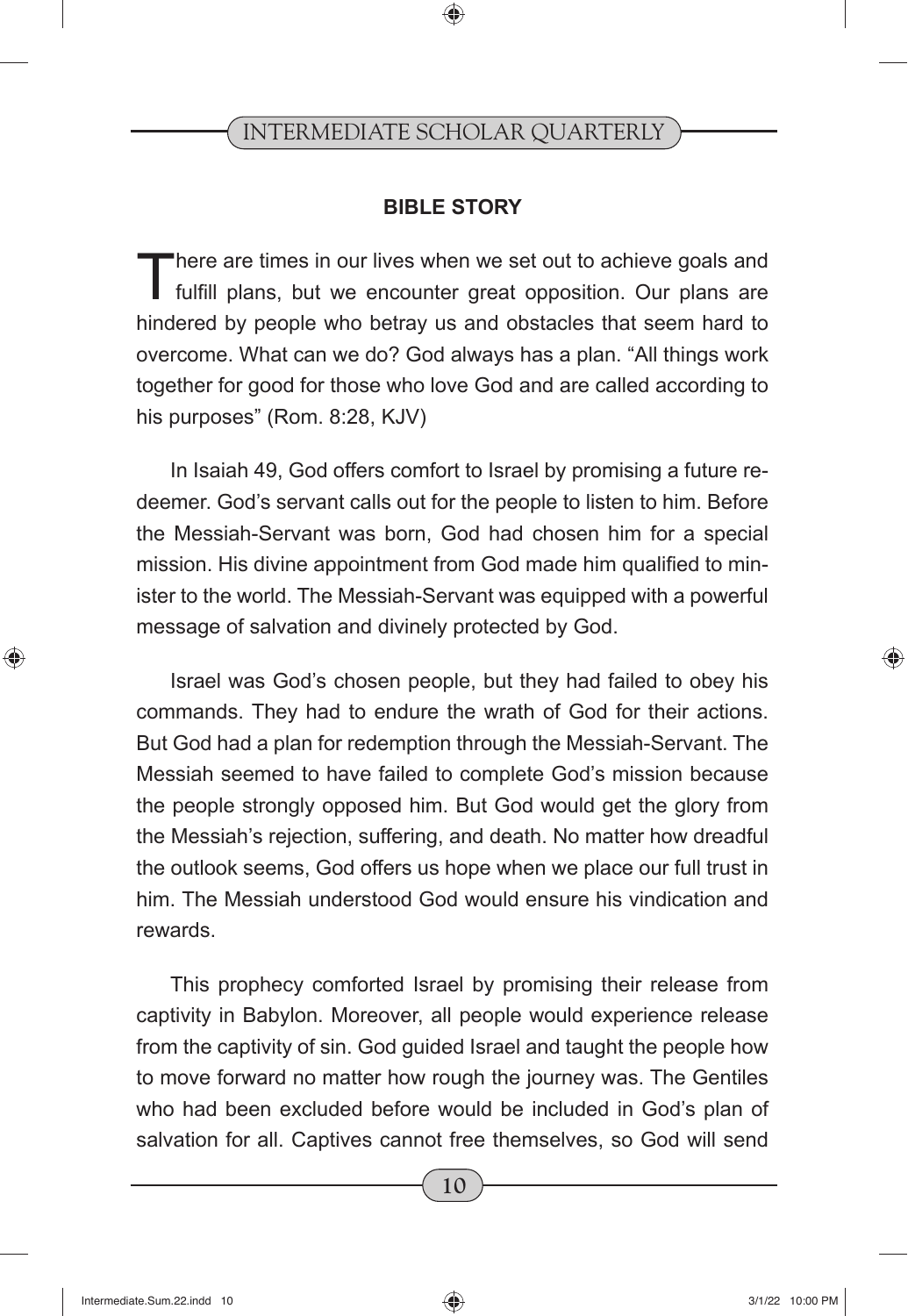## BIBLE STORY

There are times in our lives when we set out to achieve goals and fulfill plans, but we encounter great opposition. Our plans are hindered by people who betray us and obstacles that seem hard to overcome. What can we do? God always has a plan. "All things work together for good for those who love God and are called according to his purposes" (Rom. 8:28, KJV)

In Isaiah 49, God offers comfort to Israel by promising a future redeemer. God's servant calls out for the people to listen to him. Before the Messiah-Servant was born, God had chosen him for a special mission. His divine appointment from God made him qualified to minister to the world. The Messiah-Servant was equipped with a powerful message of salvation and divinely protected by God.

Israel was God's chosen people, but they had failed to obey his commands. They had to endure the wrath of God for their actions. But God had a plan for redemption through the Messiah-Servant. The Messiah seemed to have failed to complete God's mission because the people strongly opposed him. But God would get the glory from the Messiah's rejection, suffering, and death. No matter how dreadful the outlook seems, God offers us hope when we place our full trust in him. The Messiah understood God would ensure his vindication and rewards.

This prophecy comforted Israel by promising their release from captivity in Babylon. Moreover, all people would experience release from the captivity of sin. God guided Israel and taught the people how to move forward no matter how rough the journey was. The Gentiles who had been excluded before would be included in God's plan of salvation for all. Captives cannot free themselves, so God will send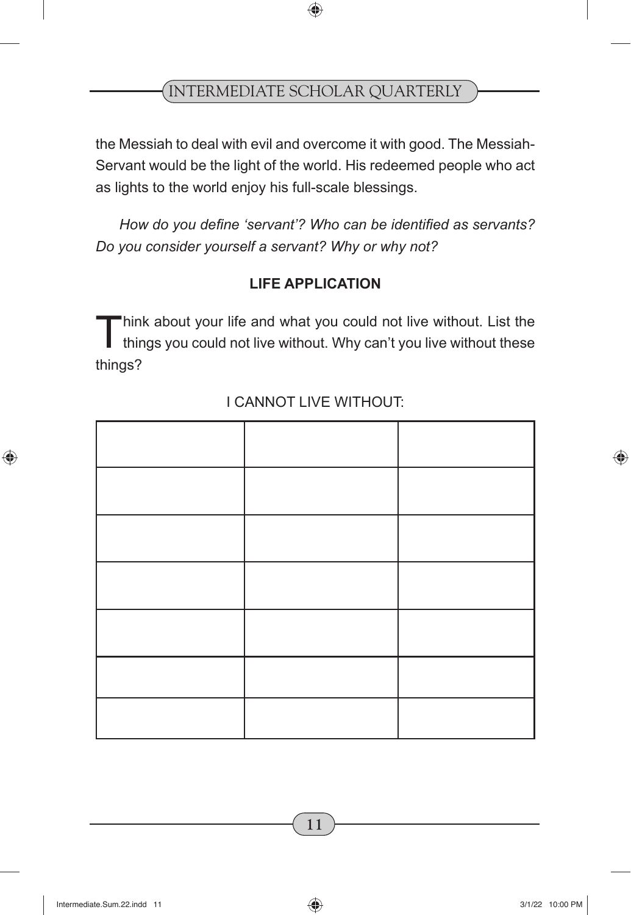the Messiah to deal with evil and overcome it with good. The Messiah-Servant would be the light of the world. His redeemed people who act as lights to the world enjoy his full-scale blessings.

*How do you define 'servant'? Who can be identified as servants? Do you consider yourself a servant? Why or why not?*

**LIFE APPLICATION**

Think about your life and what you could not live without. List the things you could not live without. Why can't you live without these things?

I CANNOT LIVE WITHOUT:

| | | |
|---|---|---|
| | | |
| | | |
| | | |
| | | |
| | | |
| | | |
| | | |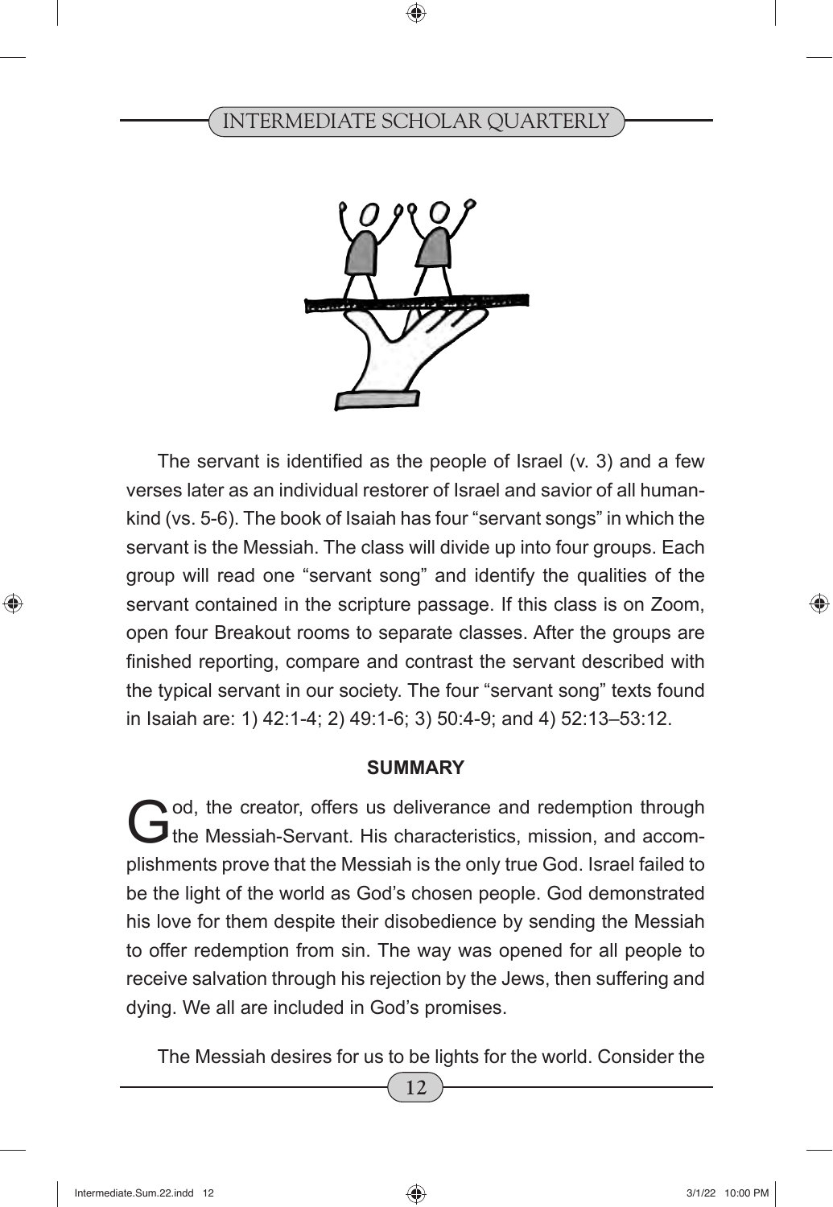The servant is identified as the people of Israel (v. 3) and a few verses later as an individual restorer of Israel and savior of all humankind (vs. 5-6). The book of Isaiah has four "servant songs" in which the servant is the Messiah. The class will divide up into four groups. Each group will read one "servant song" and identify the qualities of the servant contained in the scripture passage. If this class is on Zoom, open four Breakout rooms to separate classes. After the groups are finished reporting, compare and contrast the servant described with the typical servant in our society. The four "servant song" texts found in Isaiah are: 1) 42:1-4; 2) 49:1-6; 3) 50:4-9; and 4) 52:13–53:12.

## SUMMARY

God, the creator, offers us deliverance and redemption through the Messiah-Servant. His characteristics, mission, and accomplishments prove that the Messiah is the only true God. Israel failed to be the light of the world as God's chosen people. God demonstrated his love for them despite their disobedience by sending the Messiah to offer redemption from sin. The way was opened for all people to receive salvation through his rejection by the Jews, then suffering and dying. We all are included in God's promises.

The Messiah desires for us to be lights for the world. Consider the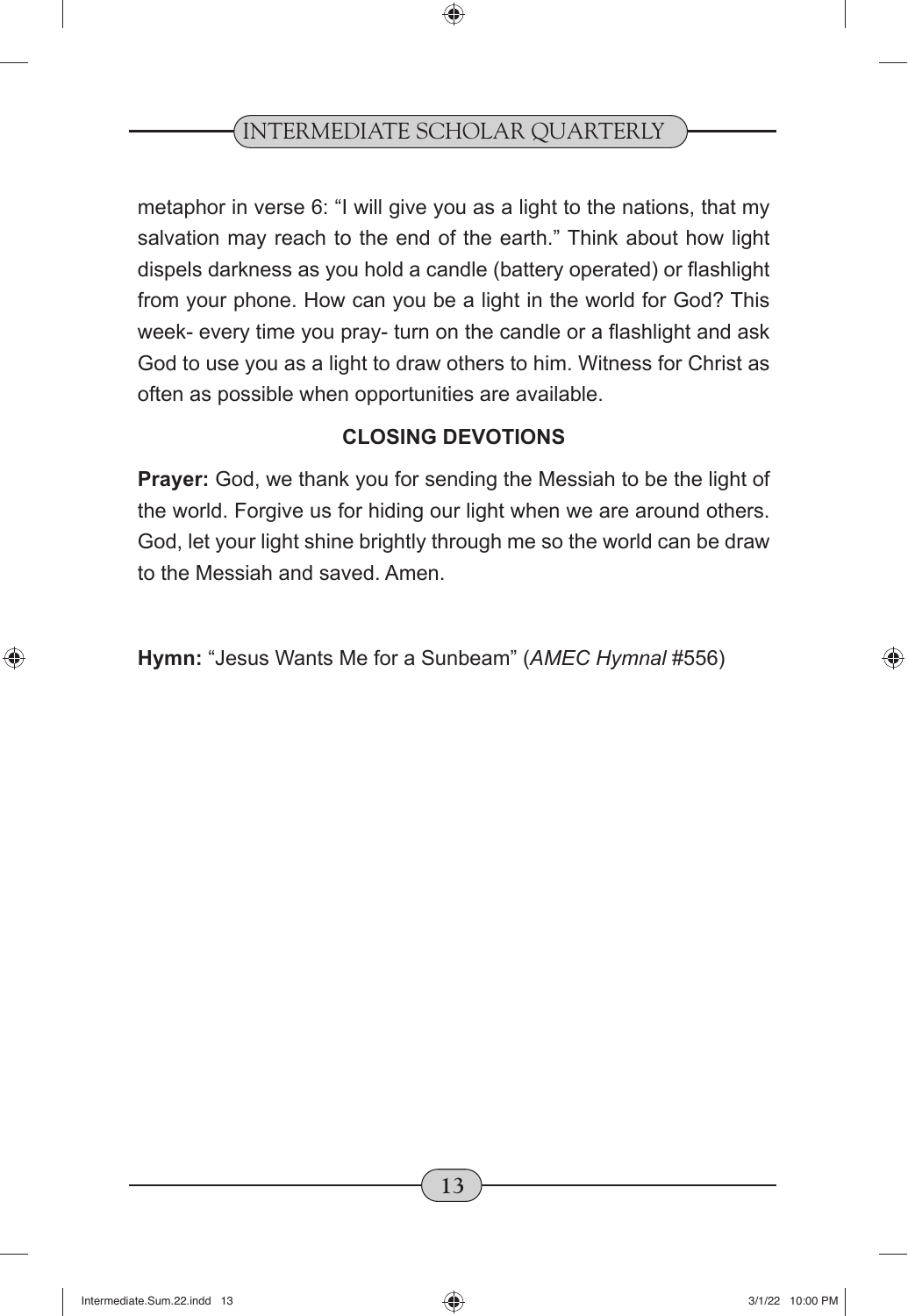metaphor in verse 6: "I will give you as a light to the nations, that my salvation may reach to the end of the earth." Think about how light dispels darkness as you hold a candle (battery operated) or flashlight from your phone. How can you be a light in the world for God? This week- every time you pray- turn on the candle or a flashlight and ask God to use you as a light to draw others to him. Witness for Christ as often as possible when opportunities are available.

## CLOSING DEVOTIONS

**Prayer:** God, we thank you for sending the Messiah to be the light of the world. Forgive us for hiding our light when we are around others. God, let your light shine brightly through me so the world can be draw to the Messiah and saved. Amen.

**Hymn:** "Jesus Wants Me for a Sunbeam" (*AMEC Hymnal* #556)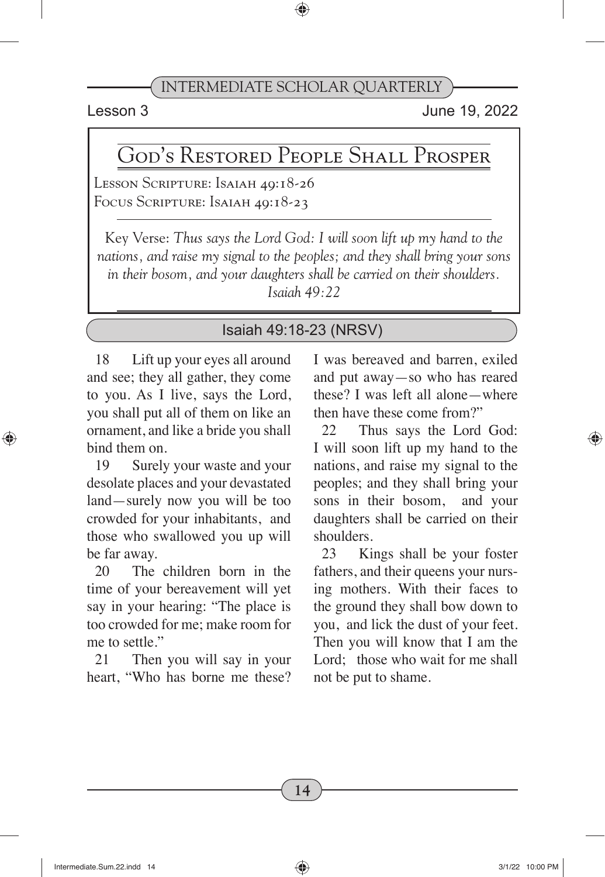Lesson 3 June 19, 2022

# God's Restored People Shall Prosper

Lesson Scripture: Isaiah 49:18-26
Focus Scripture: Isaiah 49:18-23

Key Verse: *Thus says the Lord God: I will soon lift up my hand to the nations, and raise my signal to the peoples; and they shall bring your sons in their bosom, and your daughters shall be carried on their shoulders. Isaiah 49:22*

## Isaiah 49:18-23 (NRSV)

18 Lift up your eyes all around and see; they all gather, they come to you. As I live, says the Lord, you shall put all of them on like an ornament, and like a bride you shall bind them on.

19 Surely your waste and your desolate places and your devastated land—surely now you will be too crowded for your inhabitants, and those who swallowed you up will be far away.

20 The children born in the time of your bereavement will yet say in your hearing: "The place is too crowded for me; make room for me to settle."

21 Then you will say in your heart, "Who has borne me these? I was bereaved and barren, exiled and put away—so who has reared these? I was left all alone—where then have these come from?"

22 Thus says the Lord God: I will soon lift up my hand to the nations, and raise my signal to the peoples; and they shall bring your sons in their bosom, and your daughters shall be carried on their shoulders.

23 Kings shall be your foster fathers, and their queens your nursing mothers. With their faces to the ground they shall bow down to you, and lick the dust of your feet. Then you will know that I am the Lord; those who wait for me shall not be put to shame.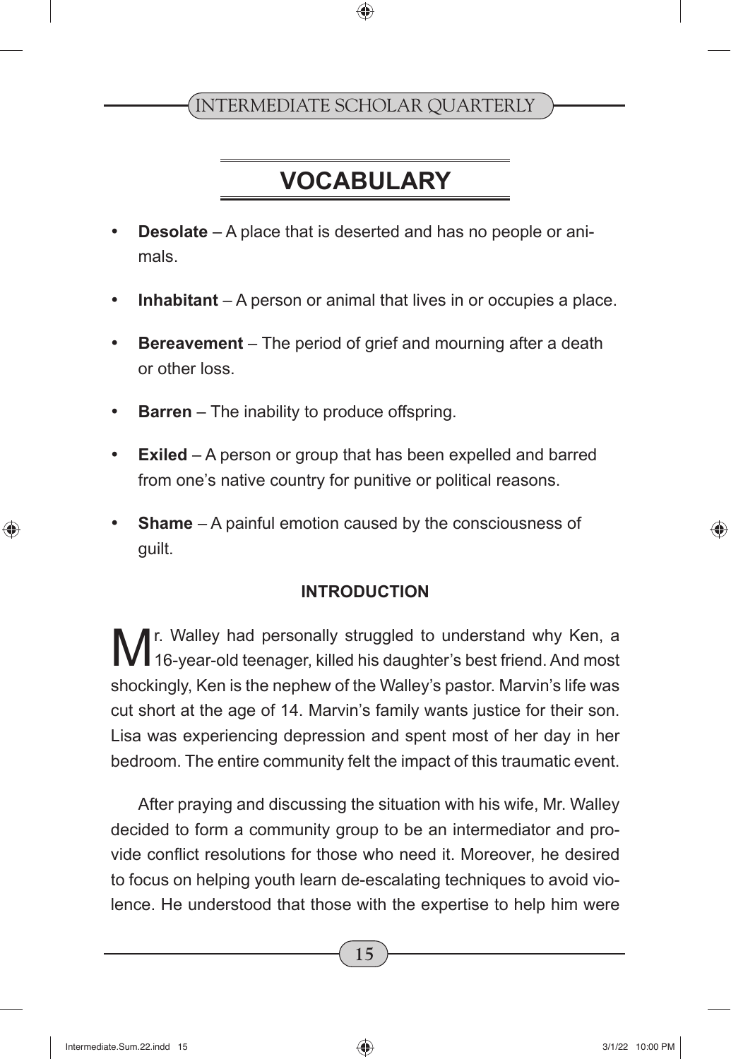## VOCABULARY

- **Desolate** – A place that is deserted and has no people or animals.
- **Inhabitant** – A person or animal that lives in or occupies a place.
- **Bereavement** – The period of grief and mourning after a death or other loss.
- **Barren** – The inability to produce offspring.
- **Exiled** – A person or group that has been expelled and barred from one's native country for punitive or political reasons.
- **Shame** – A painful emotion caused by the consciousness of guilt.

### INTRODUCTION

Mr. Walley had personally struggled to understand why Ken, a 16-year-old teenager, killed his daughter's best friend. And most shockingly, Ken is the nephew of the Walley's pastor. Marvin's life was cut short at the age of 14. Marvin's family wants justice for their son. Lisa was experiencing depression and spent most of her day in her bedroom. The entire community felt the impact of this traumatic event.

After praying and discussing the situation with his wife, Mr. Walley decided to form a community group to be an intermediator and provide conflict resolutions for those who need it. Moreover, he desired to focus on helping youth learn de-escalating techniques to avoid violence. He understood that those with the expertise to help him were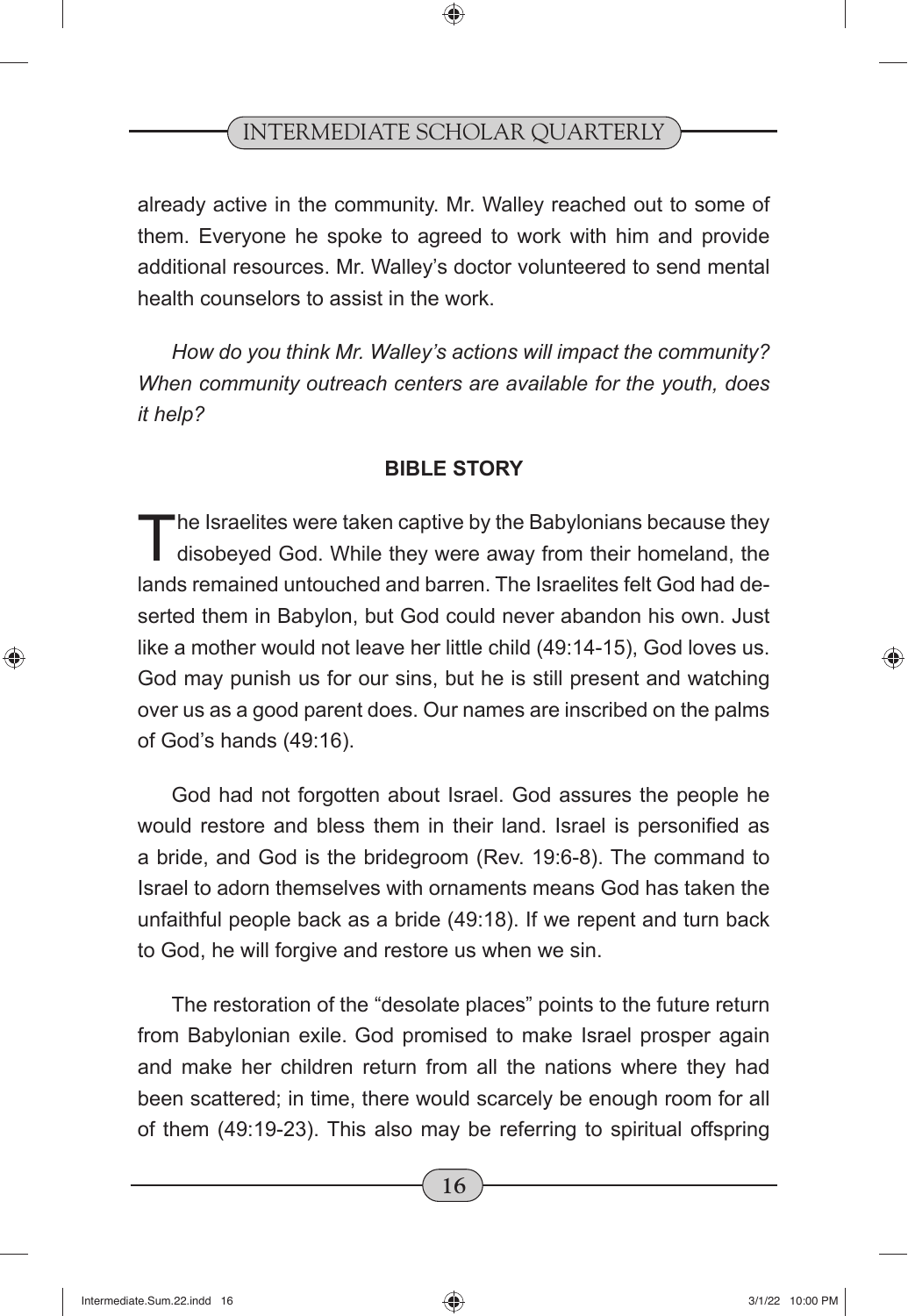already active in the community. Mr. Walley reached out to some of them. Everyone he spoke to agreed to work with him and provide additional resources. Mr. Walley's doctor volunteered to send mental health counselors to assist in the work.

*How do you think Mr. Walley's actions will impact the community? When community outreach centers are available for the youth, does it help?*

**BIBLE STORY**

The Israelites were taken captive by the Babylonians because they disobeyed God. While they were away from their homeland, the lands remained untouched and barren. The Israelites felt God had deserted them in Babylon, but God could never abandon his own. Just like a mother would not leave her little child (49:14-15), God loves us. God may punish us for our sins, but he is still present and watching over us as a good parent does. Our names are inscribed on the palms of God's hands (49:16).

God had not forgotten about Israel. God assures the people he would restore and bless them in their land. Israel is personified as a bride, and God is the bridegroom (Rev. 19:6-8). The command to Israel to adorn themselves with ornaments means God has taken the unfaithful people back as a bride (49:18). If we repent and turn back to God, he will forgive and restore us when we sin.

The restoration of the "desolate places" points to the future return from Babylonian exile. God promised to make Israel prosper again and make her children return from all the nations where they had been scattered; in time, there would scarcely be enough room for all of them (49:19-23). This also may be referring to spiritual offspring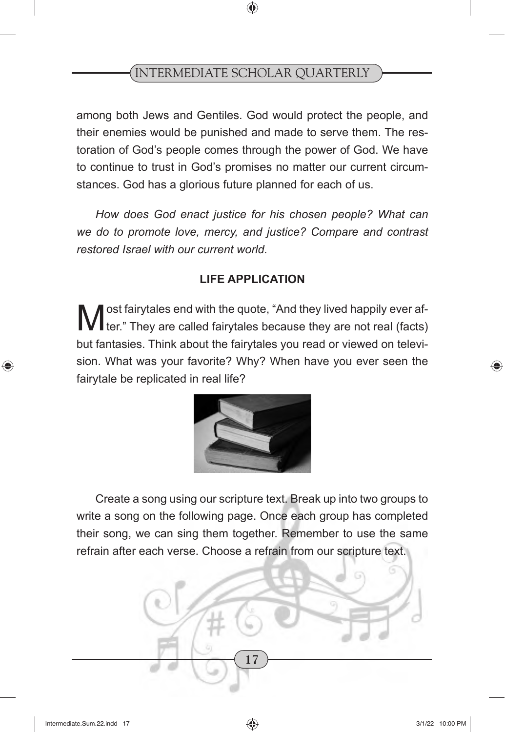among both Jews and Gentiles. God would protect the people, and their enemies would be punished and made to serve them. The restoration of God's people comes through the power of God. We have to continue to trust in God's promises no matter our current circumstances. God has a glorious future planned for each of us.

*How does God enact justice for his chosen people? What can we do to promote love, mercy, and justice? Compare and contrast restored Israel with our current world.*

## LIFE APPLICATION

Most fairytales end with the quote, "And they lived happily ever after." They are called fairytales because they are not real (facts) but fantasies. Think about the fairytales you read or viewed on television. What was your favorite? Why? When have you ever seen the fairytale be replicated in real life?

Create a song using our scripture text. Break up into two groups to write a song on the following page. Once each group has completed their song, we can sing them together. Remember to use the same refrain after each verse. Choose a refrain from our scripture text.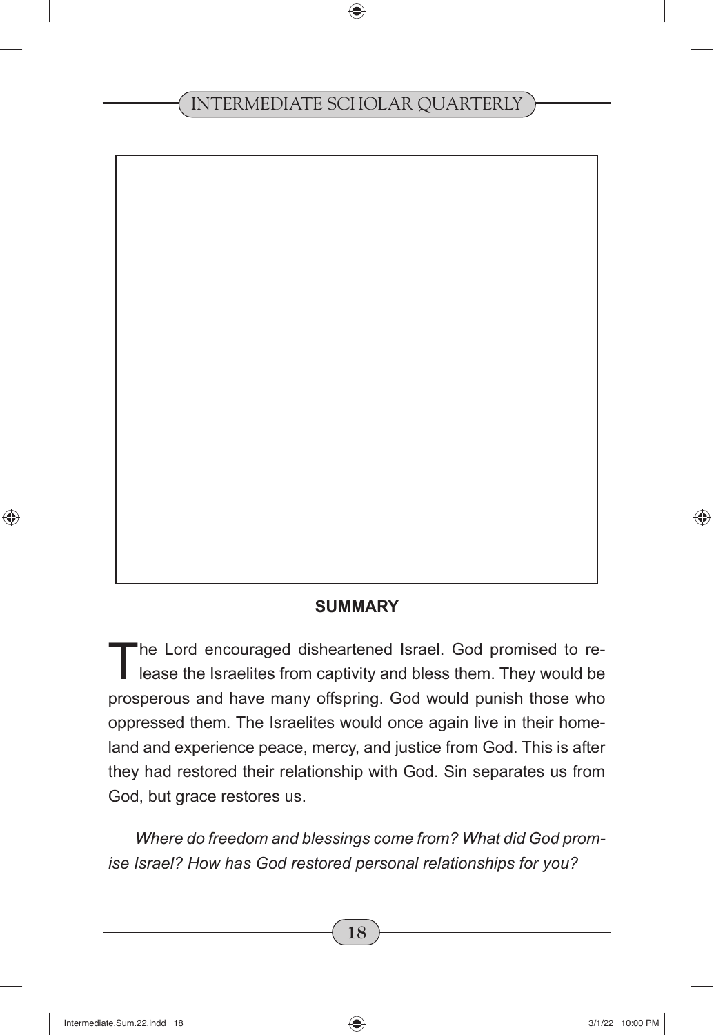## SUMMARY

The Lord encouraged disheartened Israel. God promised to release the Israelites from captivity and bless them. They would be prosperous and have many offspring. God would punish those who oppressed them. The Israelites would once again live in their homeland and experience peace, mercy, and justice from God. This is after they had restored their relationship with God. Sin separates us from God, but grace restores us.

*Where do freedom and blessings come from? What did God promise Israel? How has God restored personal relationships for you?*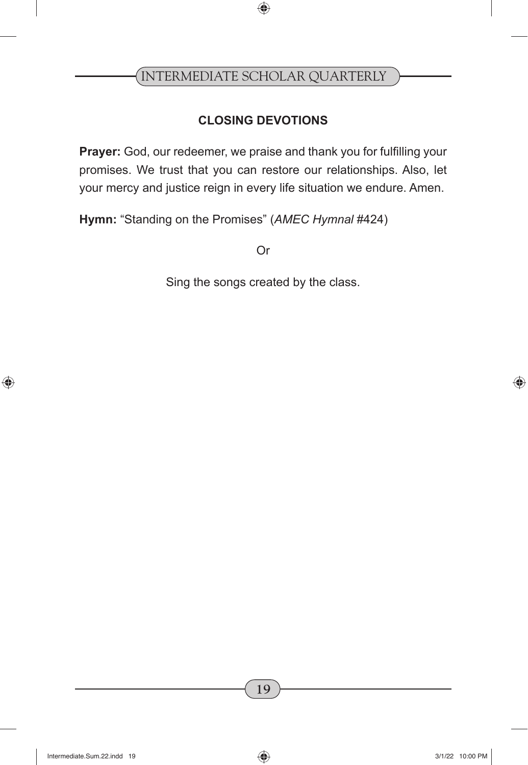## CLOSING DEVOTIONS

**Prayer:** God, our redeemer, we praise and thank you for fulfilling your promises. We trust that you can restore our relationships. Also, let your mercy and justice reign in every life situation we endure. Amen.

**Hymn:** "Standing on the Promises" (*AMEC Hymnal* #424)

Or

Sing the songs created by the class.